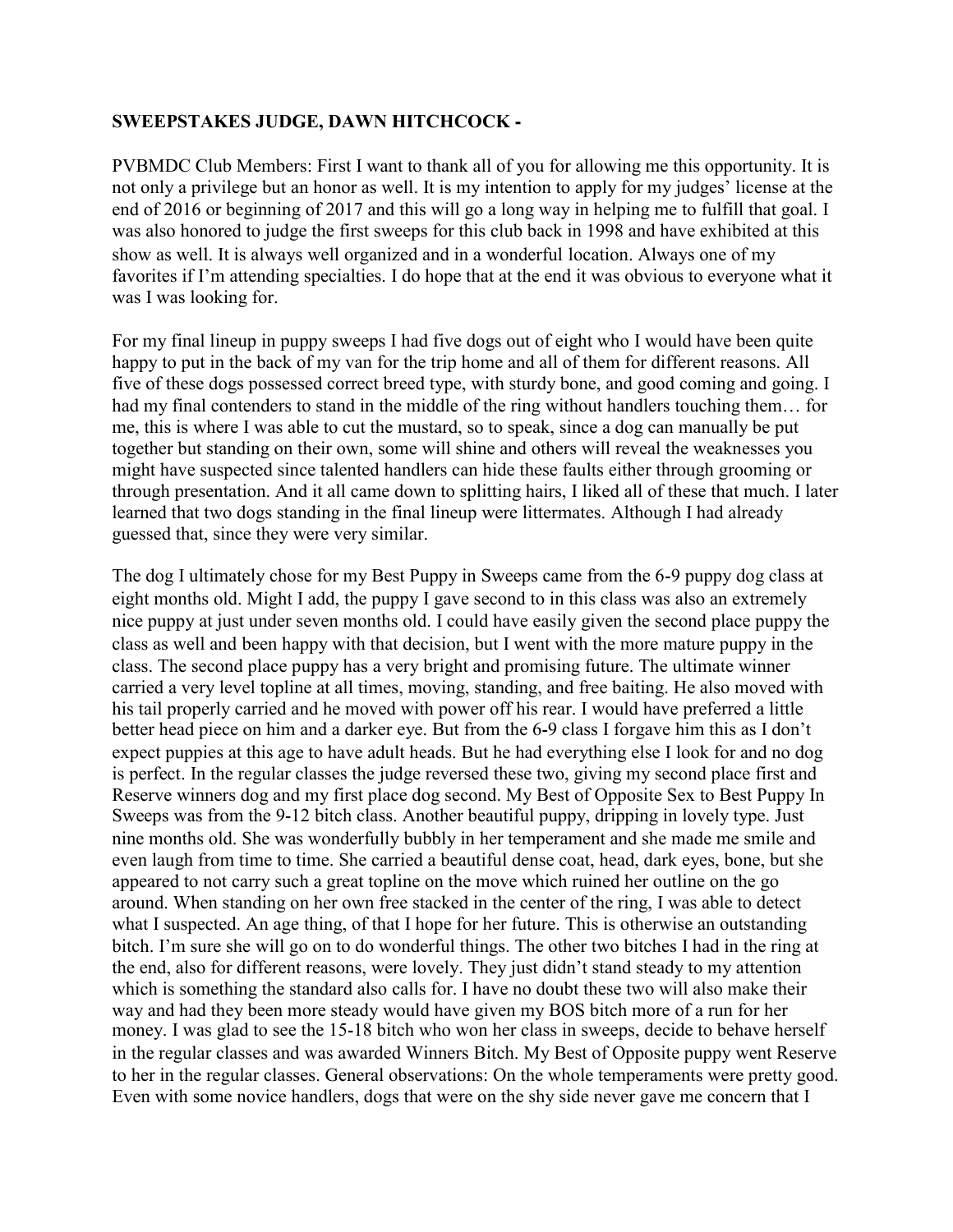**SWEEPSTAKES JUDGE, DAWN HITCHCOCK -**

PVBMDC Club Members: First I want to thank all of you for allowing me this opportunity. It is not only a privilege but an honor as well. It is my intention to apply for my judges' license at the end of 2016 or beginning of 2017 and this will go a long way in helping me to fulfill that goal. I was also honored to judge the first sweeps for this club back in 1998 and have exhibited at this show as well. It is always well organized and in a wonderful location. Always one of my favorites if I'm attending specialties. I do hope that at the end it was obvious to everyone what it was I was looking for.

For my final lineup in puppy sweeps I had five dogs out of eight who I would have been quite happy to put in the back of my van for the trip home and all of them for different reasons. All five of these dogs possessed correct breed type, with sturdy bone, and good coming and going. I had my final contenders to stand in the middle of the ring without handlers touching them… for me, this is where I was able to cut the mustard, so to speak, since a dog can manually be put together but standing on their own, some will shine and others will reveal the weaknesses you might have suspected since talented handlers can hide these faults either through grooming or through presentation. And it all came down to splitting hairs, I liked all of these that much. I later learned that two dogs standing in the final lineup were littermates. Although I had already guessed that, since they were very similar.

The dog I ultimately chose for my Best Puppy in Sweeps came from the 6-9 puppy dog class at eight months old. Might I add, the puppy I gave second to in this class was also an extremely nice puppy at just under seven months old. I could have easily given the second place puppy the class as well and been happy with that decision, but I went with the more mature puppy in the class. The second place puppy has a very bright and promising future. The ultimate winner carried a very level topline at all times, moving, standing, and free baiting. He also moved with his tail properly carried and he moved with power off his rear. I would have preferred a little better head piece on him and a darker eye. But from the 6-9 class I forgave him this as I don't expect puppies at this age to have adult heads. But he had everything else I look for and no dog is perfect. In the regular classes the judge reversed these two, giving my second place first and Reserve winners dog and my first place dog second. My Best of Opposite Sex to Best Puppy In Sweeps was from the 9-12 bitch class. Another beautiful puppy, dripping in lovely type. Just nine months old. She was wonderfully bubbly in her temperament and she made me smile and even laugh from time to time. She carried a beautiful dense coat, head, dark eyes, bone, but she appeared to not carry such a great topline on the move which ruined her outline on the go around. When standing on her own free stacked in the center of the ring, I was able to detect what I suspected. An age thing, of that I hope for her future. This is otherwise an outstanding bitch. I'm sure she will go on to do wonderful things. The other two bitches I had in the ring at the end, also for different reasons, were lovely. They just didn't stand steady to my attention which is something the standard also calls for. I have no doubt these two will also make their way and had they been more steady would have given my BOS bitch more of a run for her money. I was glad to see the 15-18 bitch who won her class in sweeps, decide to behave herself in the regular classes and was awarded Winners Bitch. My Best of Opposite puppy went Reserve to her in the regular classes. General observations: On the whole temperaments were pretty good. Even with some novice handlers, dogs that were on the shy side never gave me concern that I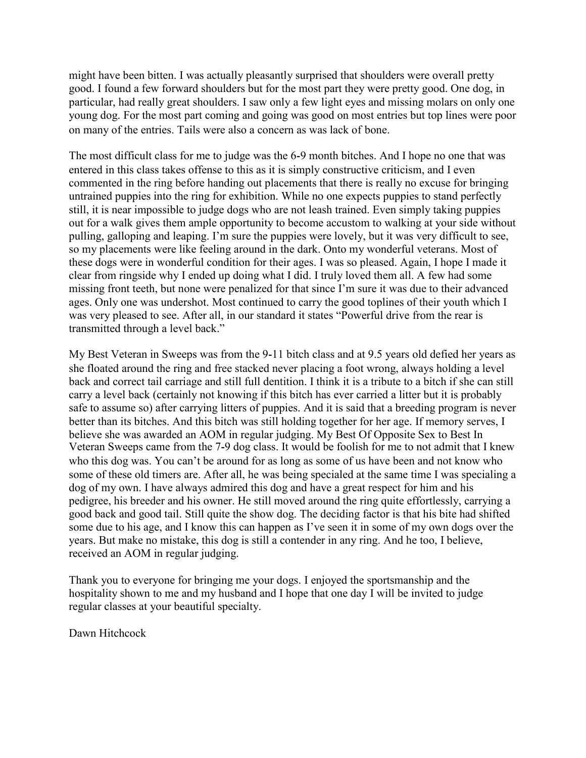might have been bitten. I was actually pleasantly surprised that shoulders were overall pretty good. I found a few forward shoulders but for the most part they were pretty good. One dog, in particular, had really great shoulders. I saw only a few light eyes and missing molars on only one young dog. For the most part coming and going was good on most entries but top lines were poor on many of the entries. Tails were also a concern as was lack of bone.

The most difficult class for me to judge was the 6-9 month bitches. And I hope no one that was entered in this class takes offense to this as it is simply constructive criticism, and I even commented in the ring before handing out placements that there is really no excuse for bringing untrained puppies into the ring for exhibition. While no one expects puppies to stand perfectly still, it is near impossible to judge dogs who are not leash trained. Even simply taking puppies out for a walk gives them ample opportunity to become accustom to walking at your side without pulling, galloping and leaping. I'm sure the puppies were lovely, but it was very difficult to see, so my placements were like feeling around in the dark. Onto my wonderful veterans. Most of these dogs were in wonderful condition for their ages. I was so pleased. Again, I hope I made it clear from ringside why I ended up doing what I did. I truly loved them all. A few had some missing front teeth, but none were penalized for that since I'm sure it was due to their advanced ages. Only one was undershot. Most continued to carry the good toplines of their youth which I was very pleased to see. After all, in our standard it states "Powerful drive from the rear is transmitted through a level back."

My Best Veteran in Sweeps was from the 9-11 bitch class and at 9.5 years old defied her years as she floated around the ring and free stacked never placing a foot wrong, always holding a level back and correct tail carriage and still full dentition. I think it is a tribute to a bitch if she can still carry a level back (certainly not knowing if this bitch has ever carried a litter but it is probably safe to assume so) after carrying litters of puppies. And it is said that a breeding program is never better than its bitches. And this bitch was still holding together for her age. If memory serves, I believe she was awarded an AOM in regular judging. My Best Of Opposite Sex to Best In Veteran Sweeps came from the 7-9 dog class. It would be foolish for me to not admit that I knew who this dog was. You can't be around for as long as some of us have been and not know who some of these old timers are. After all, he was being specialed at the same time I was specialing a dog of my own. I have always admired this dog and have a great respect for him and his pedigree, his breeder and his owner. He still moved around the ring quite effortlessly, carrying a good back and good tail. Still quite the show dog. The deciding factor is that his bite had shifted some due to his age, and I know this can happen as I've seen it in some of my own dogs over the years. But make no mistake, this dog is still a contender in any ring. And he too, I believe, received an AOM in regular judging.

Thank you to everyone for bringing me your dogs. I enjoyed the sportsmanship and the hospitality shown to me and my husband and I hope that one day I will be invited to judge regular classes at your beautiful specialty.

Dawn Hitchcock